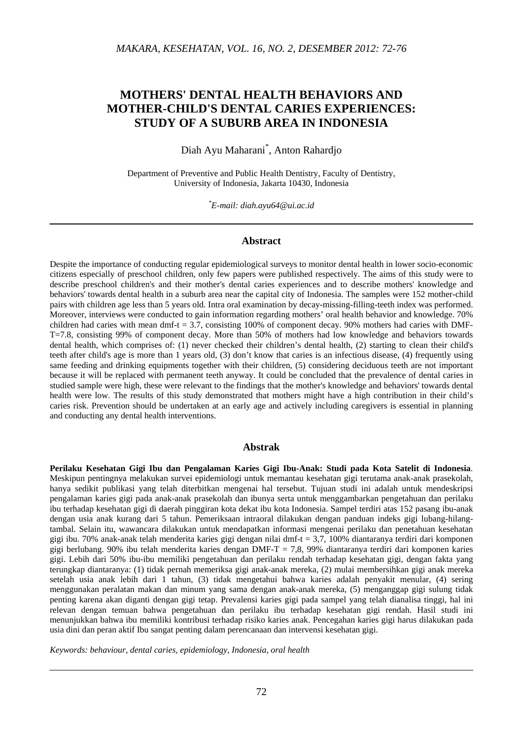# MOTHERS' DENTAL HEALTH BEHAVIORS AND MOTHER-CHILD'S DENTAL CARIES EXPERIENCES: STUDY OF A SUBURB AREA IN INDONESIA

Diah Ayu Maharani*, Anton Rahardjo

Department of Preventive and Public Health Dentistry, Faculty of Dentistry, University of Indonesia, Jakarta 10430, Indonesia

*\*E-mail: diah.ayu64@ui.ac.id*

## Abstract

Despite the importance of conducting regular epidemiological surveys to monitor dental health in lower socio-economic citizens especially of preschool children, only few papers were published respectively. The aims of this study were to describe preschool children's and their mother's dental caries experiences and to describe mothers' knowledge and behaviors' towards dental health in a suburb area near the capital city of Indonesia. The samples were 152 mother-child pairs with children age less than 5 years old. Intra oral examination by decay-missing-filling-teeth index was performed. Moreover, interviews were conducted to gain information regarding mothers' oral health behavior and knowledge. 70% children had caries with mean dmf-t = 3.7, consisting 100% of component decay. 90% mothers had caries with DMF-T=7.8, consisting 99% of component decay. More than 50% of mothers had low knowledge and behaviors towards dental health, which comprises of: (1) never checked their children's dental health, (2) starting to clean their child's teeth after child's age is more than 1 years old, (3) don't know that caries is an infectious disease, (4) frequently using same feeding and drinking equipments together with their children, (5) considering deciduous teeth are not important because it will be replaced with permanent teeth anyway. It could be concluded that the prevalence of dental caries in studied sample were high, these were relevant to the findings that the mother's knowledge and behaviors' towards dental health were low. The results of this study demonstrated that mothers might have a high contribution in their child's caries risk. Prevention should be undertaken at an early age and actively including caregivers is essential in planning and conducting any dental health interventions.

## Abstrak

**Perilaku Kesehatan Gigi Ibu dan Pengalaman Karies Gigi Ibu-Anak: Studi pada Kota Satelit di Indonesia**. Meskipun pentingnya melakukan survei epidemiologi untuk memantau kesehatan gigi terutama anak-anak prasekolah, hanya sedikit publikasi yang telah diterbitkan mengenai hal tersebut. Tujuan studi ini adalah untuk mendeskripsi pengalaman karies gigi pada anak-anak prasekolah dan ibunya serta untuk menggambarkan pengetahuan dan perilaku ibu terhadap kesehatan gigi di daerah pinggiran kota dekat ibu kota Indonesia. Sampel terdiri atas 152 pasang ibu-anak dengan usia anak kurang dari 5 tahun. Pemeriksaan intraoral dilakukan dengan panduan indeks gigi lubang-hilang-tambal. Selain itu, wawancara dilakukan untuk mendapatkan informasi mengenai perilaku dan penetahuan kesehatan gigi ibu. 70% anak-anak telah menderita karies gigi dengan nilai dmf-t = 3,7, 100% diantaranya terdiri dari komponen gigi berlubang. 90% ibu telah menderita karies dengan DMF-T = 7,8, 99% diantaranya terdiri dari komponen karies gigi. Lebih dari 50% ibu-ibu memiliki pengetahuan dan perilaku rendah terhadap kesehatan gigi, dengan fakta yang terungkap diantaranya: (1) tidak pernah memeriksa gigi anak-anak mereka, (2) mulai membersihkan gigi anak mereka setelah usia anak lebih dari 1 tahun, (3) tidak mengetahui bahwa karies adalah penyakit menular, (4) sering menggunakan peralatan makan dan minum yang sama dengan anak-anak mereka, (5) menganggap gigi sulung tidak penting karena akan diganti dengan gigi tetap. Prevalensi karies gigi pada sampel yang telah dianalisa tinggi, hal ini relevan dengan temuan bahwa pengetahuan dan perilaku ibu terhadap kesehatan gigi rendah. Hasil studi ini menunjukkan bahwa ibu memiliki kontribusi terhadap risiko karies anak. Pencegahan karies gigi harus dilakukan pada usia dini dan peran aktif Ibu sangat penting dalam perencanaan dan intervensi kesehatan gigi.

*Keywords: behaviour, dental caries, epidemiology, Indonesia, oral health*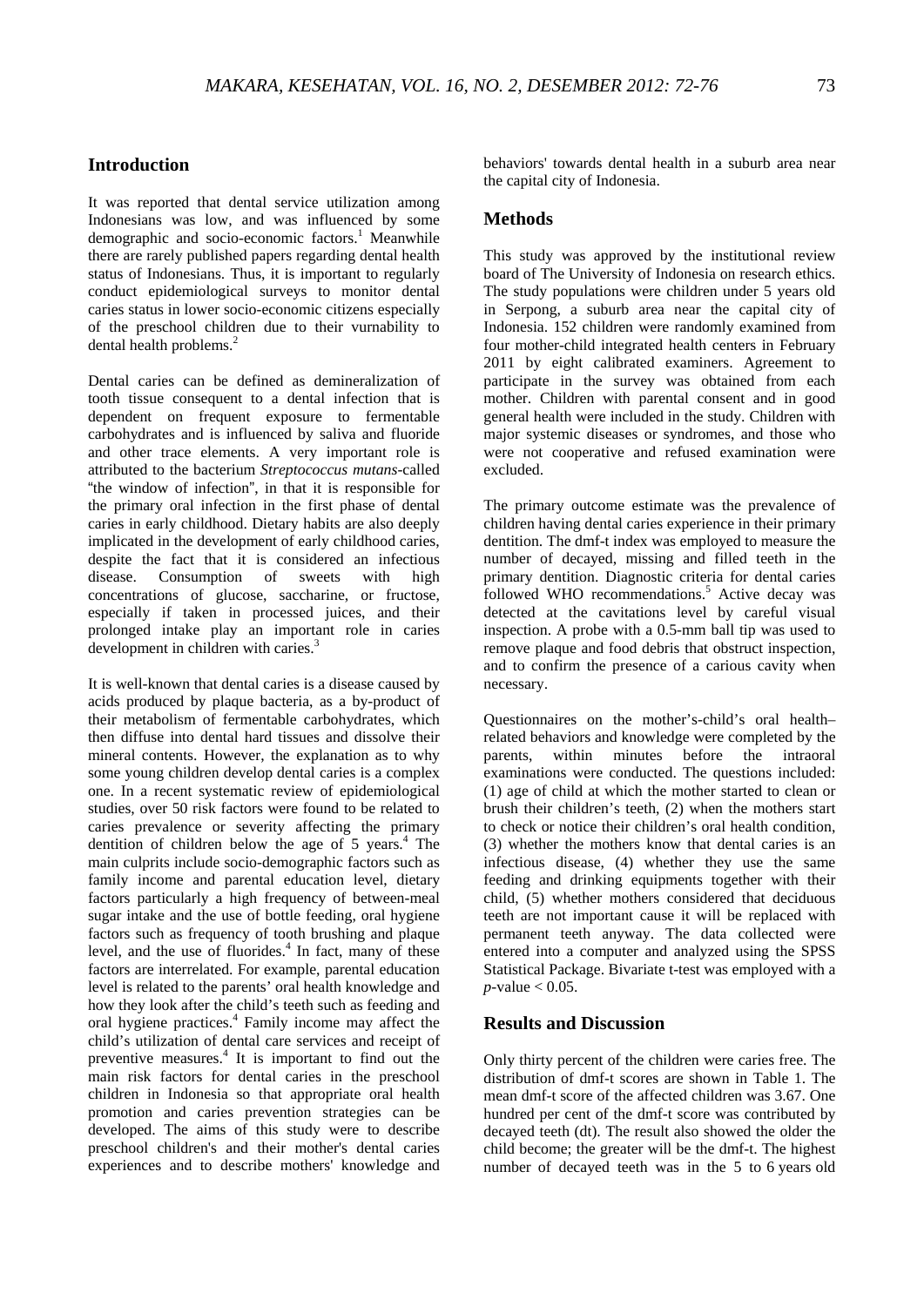## Introduction

It was reported that dental service utilization among Indonesians was low, and was influenced by some demographic and socio-economic factors.[1] Meanwhile there are rarely published papers regarding dental health status of Indonesians. Thus, it is important to regularly conduct epidemiological surveys to monitor dental caries status in lower socio-economic citizens especially of the preschool children due to their vurnability to dental health problems.[2]

Dental caries can be defined as demineralization of tooth tissue consequent to a dental infection that is dependent on frequent exposure to fermentable carbohydrates and is influenced by saliva and fluoride and other trace elements. A very important role is attributed to the bacterium *Streptococcus mutans*-called "the window of infection", in that it is responsible for the primary oral infection in the first phase of dental caries in early childhood. Dietary habits are also deeply implicated in the development of early childhood caries, despite the fact that it is considered an infectious disease. Consumption of sweets with high concentrations of glucose, saccharine, or fructose, especially if taken in processed juices, and their prolonged intake play an important role in caries development in children with caries.[3]

It is well-known that dental caries is a disease caused by acids produced by plaque bacteria, as a by-product of their metabolism of fermentable carbohydrates, which then diffuse into dental hard tissues and dissolve their mineral contents. However, the explanation as to why some young children develop dental caries is a complex one. In a recent systematic review of epidemiological studies, over 50 risk factors were found to be related to caries prevalence or severity affecting the primary dentition of children below the age of 5 years.[4] The main culprits include socio-demographic factors such as family income and parental education level, dietary factors particularly a high frequency of between-meal sugar intake and the use of bottle feeding, oral hygiene factors such as frequency of tooth brushing and plaque level, and the use of fluorides.[4] In fact, many of these factors are interrelated. For example, parental education level is related to the parents' oral health knowledge and how they look after the child's teeth such as feeding and oral hygiene practices.[4] Family income may affect the child's utilization of dental care services and receipt of preventive measures.[4] It is important to find out the main risk factors for dental caries in the preschool children in Indonesia so that appropriate oral health promotion and caries prevention strategies can be developed. The aims of this study were to describe preschool children's and their mother's dental caries experiences and to describe mothers' knowledge and behaviors' towards dental health in a suburb area near the capital city of Indonesia.

## Methods

This study was approved by the institutional review board of The University of Indonesia on research ethics. The study populations were children under 5 years old in Serpong, a suburb area near the capital city of Indonesia. 152 children were randomly examined from four mother-child integrated health centers in February 2011 by eight calibrated examiners. Agreement to participate in the survey was obtained from each mother. Children with parental consent and in good general health were included in the study. Children with major systemic diseases or syndromes, and those who were not cooperative and refused examination were excluded.

The primary outcome estimate was the prevalence of children having dental caries experience in their primary dentition. The dmf-t index was employed to measure the number of decayed, missing and filled teeth in the primary dentition. Diagnostic criteria for dental caries followed WHO recommendations.[5] Active decay was detected at the cavitations level by careful visual inspection. A probe with a 0.5-mm ball tip was used to remove plaque and food debris that obstruct inspection, and to confirm the presence of a carious cavity when necessary.

Questionnaires on the mother's-child's oral health–related behaviors and knowledge were completed by the parents, within minutes before the intraoral examinations were conducted. The questions included: (1) age of child at which the mother started to clean or brush their children's teeth, (2) when the mothers start to check or notice their children's oral health condition, (3) whether the mothers know that dental caries is an infectious disease, (4) whether they use the same feeding and drinking equipments together with their child, (5) whether mothers considered that deciduous teeth are not important cause it will be replaced with permanent teeth anyway. The data collected were entered into a computer and analyzed using the SPSS Statistical Package. Bivariate t-test was employed with a $p$-value $< 0.05$.

## Results and Discussion

Only thirty percent of the children were caries free. The distribution of dmf-t scores are shown in Table 1. The mean dmf-t score of the affected children was 3.67. One hundred per cent of the dmf-t score was contributed by decayed teeth (dt). The result also showed the older the child become; the greater will be the dmf-t. The highest number of decayed teeth was in the 5 to 6 years old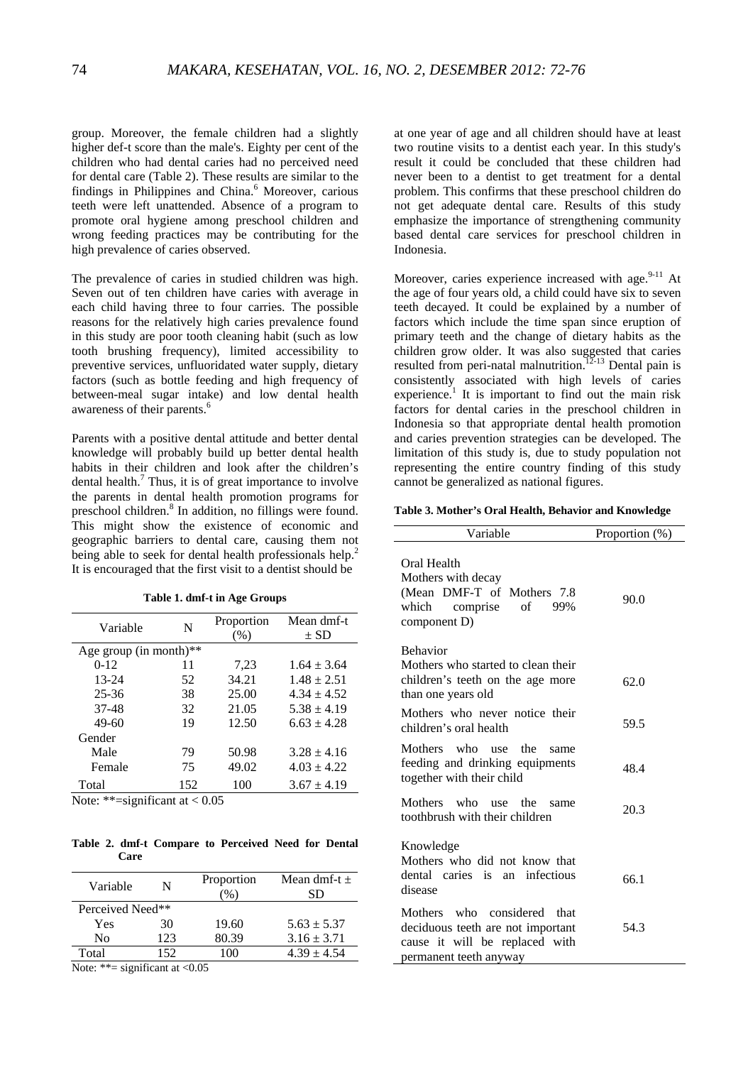group. Moreover, the female children had a slightly higher def-t score than the male's. Eighty per cent of the children who had dental caries had no perceived need for dental care (Table 2). These results are similar to the findings in Philippines and China.[6] Moreover, carious teeth were left unattended. Absence of a program to promote oral hygiene among preschool children and wrong feeding practices may be contributing for the high prevalence of caries observed.

The prevalence of caries in studied children was high. Seven out of ten children have caries with average in each child having three to four carries. The possible reasons for the relatively high caries prevalence found in this study are poor tooth cleaning habit (such as low tooth brushing frequency), limited accessibility to preventive services, unfluoridated water supply, dietary factors (such as bottle feeding and high frequency of between-meal sugar intake) and low dental health awareness of their parents.[6]

Parents with a positive dental attitude and better dental knowledge will probably build up better dental health habits in their children and look after the children's dental health.[7] Thus, it is of great importance to involve the parents in dental health promotion programs for preschool children.[8] In addition, no fillings were found. This might show the existence of economic and geographic barriers to dental care, causing them not being able to seek for dental health professionals help.[2] It is encouraged that the first visit to a dentist should be at one year of age and all children should have at least two routine visits to a dentist each year. In this study's result it could be concluded that these children had never been to a dentist to get treatment for a dental problem. This confirms that these preschool children do not get adequate dental care. Results of this study emphasize the importance of strengthening community based dental care services for preschool children in Indonesia.

Moreover, caries experience increased with age.[9-11] At the age of four years old, a child could have six to seven teeth decayed. It could be explained by a number of factors which include the time span since eruption of primary teeth and the change of dietary habits as the children grow older. It was also suggested that caries resulted from peri-natal malnutrition.[12-13] Dental pain is consistently associated with high levels of caries experience.[1] It is important to find out the main risk factors for dental caries in the preschool children in Indonesia so that appropriate dental health promotion and caries prevention strategies can be developed. The limitation of this study is, due to study population not representing the entire country finding of this study cannot be generalized as national figures.

**Table 1. dmf-t in Age Groups**

| Variable | N | Proportion (%) | Mean dmf-t ± SD |
|---|---|---|---|
| Age group (in month)** | | | |
| 0-12 | 11 | 7,23 | 1.64 ± 3.64 |
| 13-24 | 52 | 34.21 | 1.48 ± 2.51 |
| 25-36 | 38 | 25.00 | 4.34 ± 4.52 |
| 37-48 | 32 | 21.05 | 5.38 ± 4.19 |
| 49-60 | 19 | 12.50 | 6.63 ± 4.28 |
| Gender | | | |
| Male | 79 | 50.98 | 3.28 ± 4.16 |
| Female | 75 | 49.02 | 4.03 ± 4.22 |
| Total | 152 | 100 | 3.67 ± 4.19 |

Note: **=significant at < 0.05

**Table 2. dmf-t Compare to Perceived Need for Dental Care**

| Variable | N | Proportion (%) | Mean dmf-t ± SD |
|---|---|---|---|
| Perceived Need** | | | |
| Yes | 30 | 19.60 | 5.63 ± 5.37 |
| No | 123 | 80.39 | 3.16 ± 3.71 |
| Total | 152 | 100 | 4.39 ± 4.54 |

Note: **= significant at <0.05

**Table 3. Mother's Oral Health, Behavior and Knowledge**

| Variable | Proportion (%) |
|---|---|
| Oral Health | |
| Mothers with decay (Mean DMF-T of Mothers 7.8 which comprise of 99% component D) | 90.0 |
| Behavior | |
| Mothers who started to clean their children's teeth on the age more than one years old | 62.0 |
| Mothers who never notice their children's oral health | 59.5 |
| Mothers who use the same feeding and drinking equipments together with their child | 48.4 |
| Mothers who use the same toothbrush with their children | 20.3 |
| Knowledge | |
| Mothers who did not know that dental caries is an infectious disease | 66.1 |
| Mothers who considered that deciduous teeth are not important cause it will be replaced with permanent teeth anyway | 54.3 |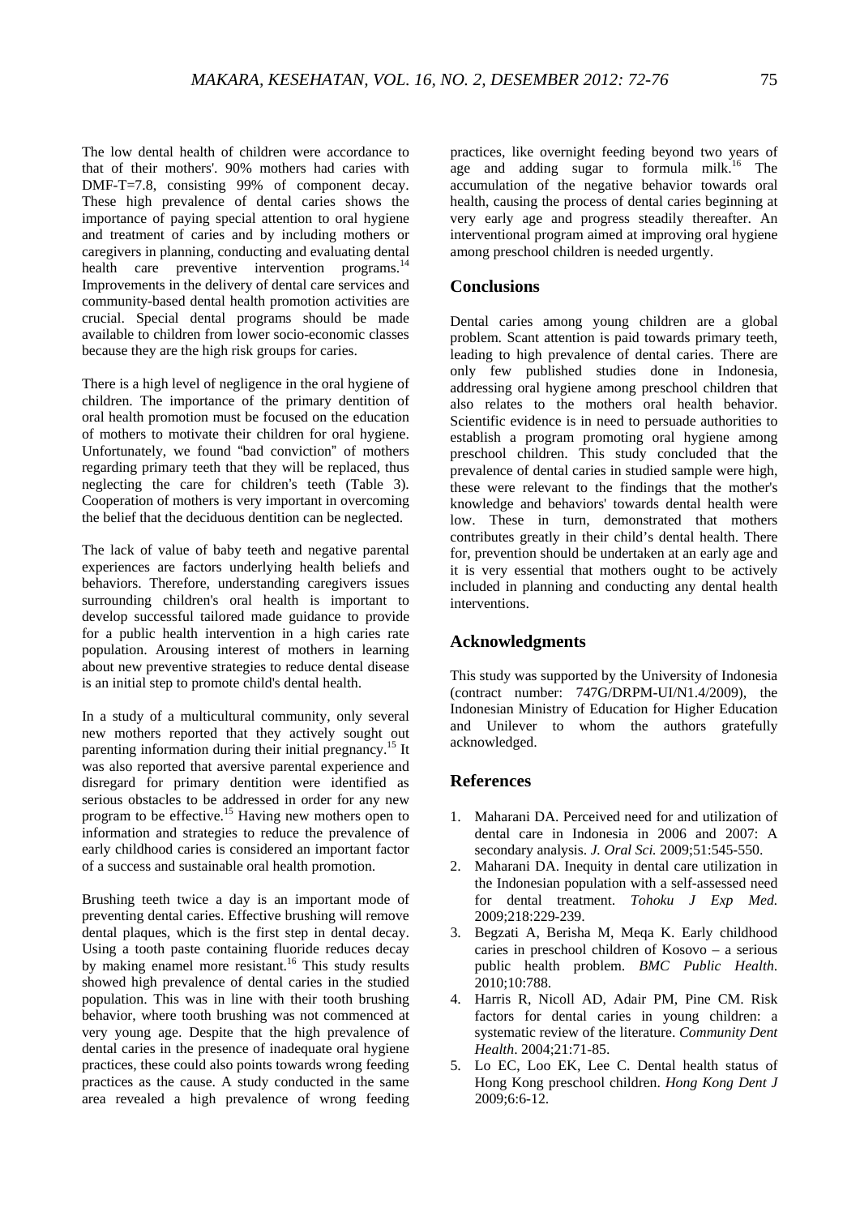The low dental health of children were accordance to that of their mothers'. 90% mothers had caries with DMF-T=7.8, consisting 99% of component decay. These high prevalence of dental caries shows the importance of paying special attention to oral hygiene and treatment of caries and by including mothers or caregivers in planning, conducting and evaluating dental health care preventive intervention programs.[14] Improvements in the delivery of dental care services and community-based dental health promotion activities are crucial. Special dental programs should be made available to children from lower socio-economic classes because they are the high risk groups for caries.

There is a high level of negligence in the oral hygiene of children. The importance of the primary dentition of oral health promotion must be focused on the education of mothers to motivate their children for oral hygiene. Unfortunately, we found "bad conviction" of mothers regarding primary teeth that they will be replaced, thus neglecting the care for children's teeth (Table 3). Cooperation of mothers is very important in overcoming the belief that the deciduous dentition can be neglected.

The lack of value of baby teeth and negative parental experiences are factors underlying health beliefs and behaviors. Therefore, understanding caregivers issues surrounding children's oral health is important to develop successful tailored made guidance to provide for a public health intervention in a high caries rate population. Arousing interest of mothers in learning about new preventive strategies to reduce dental disease is an initial step to promote child's dental health.

In a study of a multicultural community, only several new mothers reported that they actively sought out parenting information during their initial pregnancy.[15] It was also reported that aversive parental experience and disregard for primary dentition were identified as serious obstacles to be addressed in order for any new program to be effective.[15] Having new mothers open to information and strategies to reduce the prevalence of early childhood caries is considered an important factor of a success and sustainable oral health promotion.

Brushing teeth twice a day is an important mode of preventing dental caries. Effective brushing will remove dental plaques, which is the first step in dental decay. Using a tooth paste containing fluoride reduces decay by making enamel more resistant.[16] This study results showed high prevalence of dental caries in the studied population. This was in line with their tooth brushing behavior, where tooth brushing was not commenced at very young age. Despite that the high prevalence of dental caries in the presence of inadequate oral hygiene practices, these could also points towards wrong feeding practices as the cause. A study conducted in the same area revealed a high prevalence of wrong feeding practices, like overnight feeding beyond two years of age and adding sugar to formula milk.[16] The accumulation of the negative behavior towards oral health, causing the process of dental caries beginning at very early age and progress steadily thereafter. An interventional program aimed at improving oral hygiene among preschool children is needed urgently.

## Conclusions

Dental caries among young children are a global problem. Scant attention is paid towards primary teeth, leading to high prevalence of dental caries. There are only few published studies done in Indonesia, addressing oral hygiene among preschool children that also relates to the mothers oral health behavior. Scientific evidence is in need to persuade authorities to establish a program promoting oral hygiene among preschool children. This study concluded that the prevalence of dental caries in studied sample were high, these were relevant to the findings that the mother's knowledge and behaviors' towards dental health were low. These in turn, demonstrated that mothers contributes greatly in their child's dental health. There for, prevention should be undertaken at an early age and it is very essential that mothers ought to be actively included in planning and conducting any dental health interventions.

## Acknowledgments

This study was supported by the University of Indonesia (contract number: 747G/DRPM-UI/N1.4/2009), the Indonesian Ministry of Education for Higher Education and Unilever to whom the authors gratefully acknowledged.

## References

1. Maharani DA. Perceived need for and utilization of dental care in Indonesia in 2006 and 2007: A secondary analysis. *J. Oral Sci.* 2009;51:545-550.
2. Maharani DA. Inequity in dental care utilization in the Indonesian population with a self-assessed need for dental treatment. *Tohoku J Exp Med.* 2009;218:229-239.
3. Begzati A, Berisha M, Meqa K. Early childhood caries in preschool children of Kosovo – a serious public health problem. *BMC Public Health*. 2010;10:788.
4. Harris R, Nicoll AD, Adair PM, Pine CM. Risk factors for dental caries in young children: a systematic review of the literature. *Community Dent Health*. 2004;21:71-85.
5. Lo EC, Loo EK, Lee C. Dental health status of Hong Kong preschool children. *Hong Kong Dent J* 2009;6:6-12.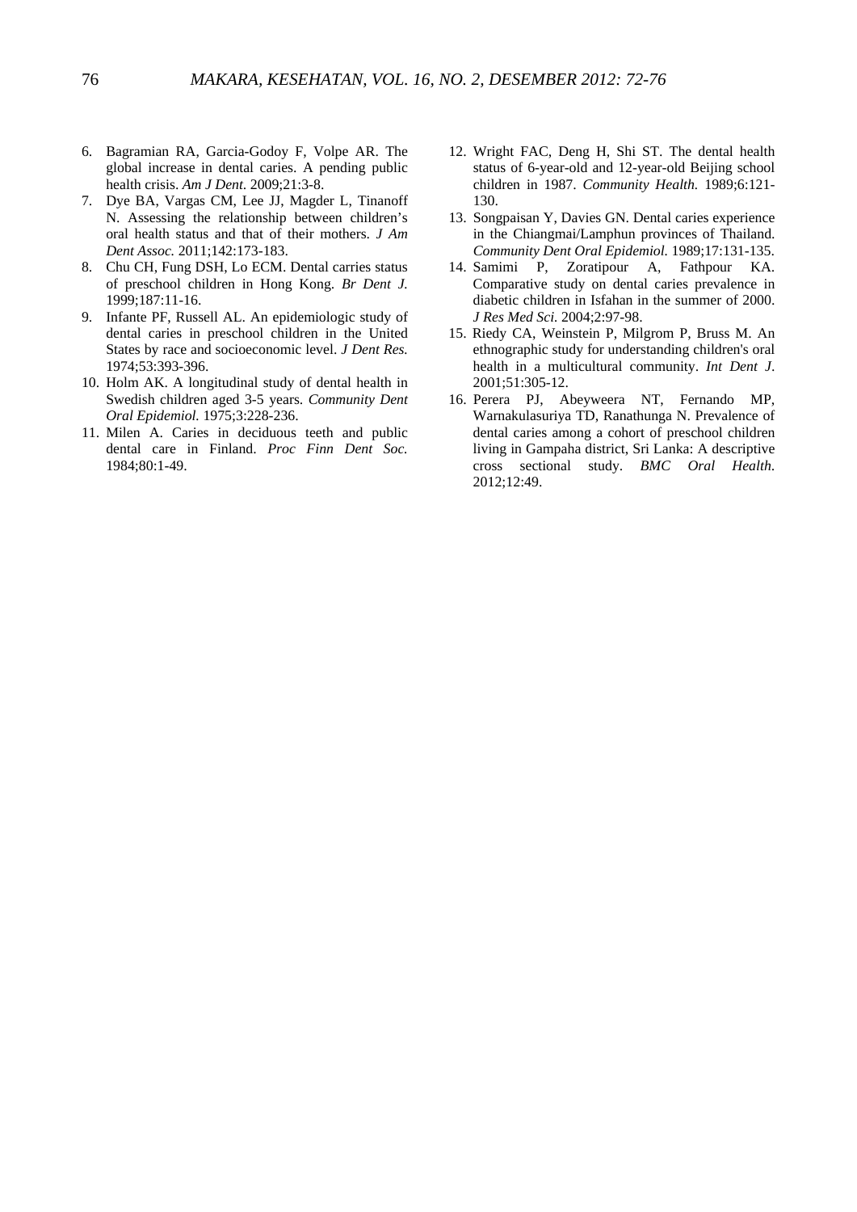6. Bagramian RA, Garcia-Godoy F, Volpe AR. The global increase in dental caries. A pending public health crisis. *Am J Dent*. 2009;21:3-8.
7. Dye BA, Vargas CM, Lee JJ, Magder L, Tinanoff N. Assessing the relationship between children's oral health status and that of their mothers. *J Am Dent Assoc.* 2011;142:173-183.
8. Chu CH, Fung DSH, Lo ECM. Dental carries status of preschool children in Hong Kong. *Br Dent J.* 1999;187:11-16.
9. Infante PF, Russell AL. An epidemiologic study of dental caries in preschool children in the United States by race and socioeconomic level. *J Dent Res.* 1974;53:393-396.
10. Holm AK. A longitudinal study of dental health in Swedish children aged 3-5 years. *Community Dent Oral Epidemiol.* 1975;3:228-236.
11. Milen A. Caries in deciduous teeth and public dental care in Finland. *Proc Finn Dent Soc.* 1984;80:1-49.
12. Wright FAC, Deng H, Shi ST. The dental health status of 6-year-old and 12-year-old Beijing school children in 1987. *Community Health.* 1989;6:121-130.
13. Songpaisan Y, Davies GN. Dental caries experience in the Chiangmai/Lamphun provinces of Thailand. *Community Dent Oral Epidemiol.* 1989;17:131-135.
14. Samimi P, Zoratipour A, Fathpour KA. Comparative study on dental caries prevalence in diabetic children in Isfahan in the summer of 2000. *J Res Med Sci.* 2004;2:97-98.
15. Riedy CA, Weinstein P, Milgrom P, Bruss M. An ethnographic study for understanding children's oral health in a multicultural community. *Int Dent J*. 2001;51:305-12.
16. Perera PJ, Abeyweera NT, Fernando MP, Warnakulasuriya TD, Ranathunga N. Prevalence of dental caries among a cohort of preschool children living in Gampaha district, Sri Lanka: A descriptive cross sectional study. *BMC Oral Health*. 2012;12:49.